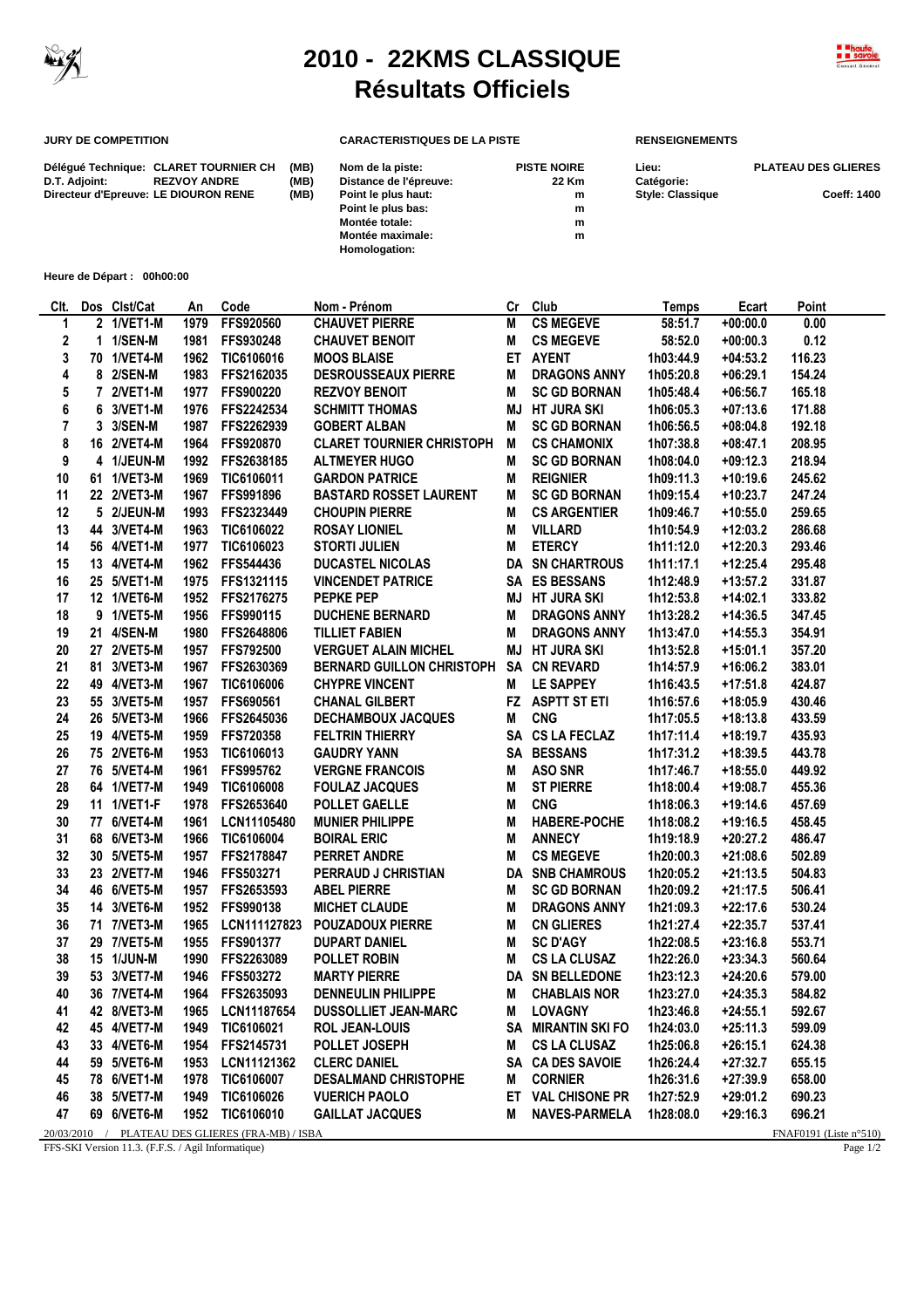# 2010 - 22KMS CLASSIQUE
## Résultats Officiels

**JURY DE COMPETITION**

| | | |
|---|---|---|
| Délégué Technique: | CLARET TOURNIER CH | (MB) |
| D.T. Adjoint: | REZVOY ANDRE | (MB) |
| Directeur d'Epreuve: | LE DIOURON RENE | (MB) |

**CARACTERISTIQUES DE LA PISTE**

| | |
|---|---|
| Nom de la piste: | PISTE NOIRE |
| Distance de l'épreuve: | 22 Km |
| Point le plus haut: | m |
| Point le plus bas: | m |
| Montée totale: | m |
| Montée maximale: | m |
| Homologation: | |

**RENSEIGNEMENTS**

| | |
|---|---|
| Lieu: | PLATEAU DES GLIERES |
| Catégorie: | |
| Style: Classique | Coeff: 1400 |

**Heure de Départ : 00h00:00**

| Clt. | Dos | Clst/Cat | An | Code | Nom - Prénom | Cr | Club | Temps | Ecart | Point |
|---|---|---|---|---|---|---|---|---|---|---|
| 1 | 2 | 1/VET1-M | 1979 | FFS920560 | CHAUVET PIERRE | M | CS MEGEVE | 58:51.7 | +00:00.0 | 0.00 |
| 2 | 1 | 1/SEN-M | 1981 | FFS930248 | CHAUVET BENOIT | M | CS MEGEVE | 58:52.0 | +00:00.3 | 0.12 |
| 3 | 70 | 1/VET4-M | 1962 | TIC6106016 | MOOS BLAISE | ET | AYENT | 1h03:44.9 | +04:53.2 | 116.23 |
| 4 | 8 | 2/SEN-M | 1983 | FFS2162035 | DESROUSSEAUX PIERRE | M | DRAGONS ANNY | 1h05:20.8 | +06:29.1 | 154.24 |
| 5 | 7 | 2/VET1-M | 1977 | FFS900220 | REZVOY BENOIT | M | SC GD BORNAN | 1h05:48.4 | +06:56.7 | 165.18 |
| 6 | 6 | 3/VET1-M | 1976 | FFS2242534 | SCHMITT THOMAS | MJ | HT JURA SKI | 1h06:05.3 | +07:13.6 | 171.88 |
| 7 | 3 | 3/SEN-M | 1987 | FFS2262939 | GOBERT ALBAN | M | SC GD BORNAN | 1h06:56.5 | +08:04.8 | 192.18 |
| 8 | 16 | 2/VET4-M | 1964 | FFS920870 | CLARET TOURNIER CHRISTOPH | M | CS CHAMONIX | 1h07:38.8 | +08:47.1 | 208.95 |
| 9 | 4 | 1/JEUN-M | 1992 | FFS2638185 | ALTMEYER HUGO | M | SC GD BORNAN | 1h08:04.0 | +09:12.3 | 218.94 |
| 10 | 61 | 1/VET3-M | 1969 | TIC6106011 | GARDON PATRICE | M | REIGNIER | 1h09:11.3 | +10:19.6 | 245.62 |
| 11 | 22 | 2/VET3-M | 1967 | FFS991896 | BASTARD ROSSET LAURENT | M | SC GD BORNAN | 1h09:15.4 | +10:23.7 | 247.24 |
| 12 | 5 | 2/JEUN-M | 1993 | FFS2323449 | CHOUPIN PIERRE | M | CS ARGENTIER | 1h09:46.7 | +10:55.0 | 259.65 |
| 13 | 44 | 3/VET4-M | 1963 | TIC6106022 | ROSAY LIONIEL | M | VILLARD | 1h10:54.9 | +12:03.2 | 286.68 |
| 14 | 56 | 4/VET1-M | 1977 | TIC6106023 | STORTI JULIEN | M | ETERCY | 1h11:12.0 | +12:20.3 | 293.46 |
| 15 | 13 | 4/VET4-M | 1962 | FFS544436 | DUCASTEL NICOLAS | DA | SN CHARTROUS | 1h11:17.1 | +12:25.4 | 295.48 |
| 16 | 25 | 5/VET1-M | 1975 | FFS1321115 | VINCENDET PATRICE | SA | ES BESSANS | 1h12:48.9 | +13:57.2 | 331.87 |
| 17 | 12 | 1/VET6-M | 1952 | FFS2176275 | PEPKE PEP | MJ | HT JURA SKI | 1h12:53.8 | +14:02.1 | 333.82 |
| 18 | 9 | 1/VET5-M | 1956 | FFS990115 | DUCHENE BERNARD | M | DRAGONS ANNY | 1h13:28.2 | +14:36.5 | 347.45 |
| 19 | 21 | 4/SEN-M | 1980 | FFS2648806 | TILLIET FABIEN | M | DRAGONS ANNY | 1h13:47.0 | +14:55.3 | 354.91 |
| 20 | 27 | 2/VET5-M | 1957 | FFS792500 | VERGUET ALAIN MICHEL | MJ | HT JURA SKI | 1h13:52.8 | +15:01.1 | 357.20 |
| 21 | 81 | 3/VET3-M | 1967 | FFS2630369 | BERNARD GUILLON CHRISTOPH | SA | CN REVARD | 1h14:57.9 | +16:06.2 | 383.01 |
| 22 | 49 | 4/VET3-M | 1967 | TIC6106006 | CHYPRE VINCENT | M | LE SAPPEY | 1h16:43.5 | +17:51.8 | 424.87 |
| 23 | 55 | 3/VET5-M | 1957 | FFS690561 | CHANAL GILBERT | FZ | ASPTT ST ETI | 1h16:57.6 | +18:05.9 | 430.46 |
| 24 | 26 | 5/VET3-M | 1966 | FFS2645036 | DECHAMBOUX JACQUES | M | CNG | 1h17:05.5 | +18:13.8 | 433.59 |
| 25 | 19 | 4/VET5-M | 1959 | FFS720358 | FELTRIN THIERRY | SA | CS LA FECLAZ | 1h17:11.4 | +18:19.7 | 435.93 |
| 26 | 75 | 2/VET6-M | 1953 | TIC6106013 | GAUDRY YANN | SA | BESSANS | 1h17:31.2 | +18:39.5 | 443.78 |
| 27 | 76 | 5/VET4-M | 1961 | FFS995762 | VERGNE FRANCOIS | M | ASO SNR | 1h17:46.7 | +18:55.0 | 449.92 |
| 28 | 64 | 1/VET7-M | 1949 | TIC6106008 | FOULAZ JACQUES | M | ST PIERRE | 1h18:00.4 | +19:08.7 | 455.36 |
| 29 | 11 | 1/VET1-F | 1978 | FFS2653640 | POLLET GAELLE | M | CNG | 1h18:06.3 | +19:14.6 | 457.69 |
| 30 | 77 | 6/VET4-M | 1961 | LCN11105480 | MUNIER PHILIPPE | M | HABERE-POCHE | 1h18:08.2 | +19:16.5 | 458.45 |
| 31 | 68 | 6/VET3-M | 1966 | TIC6106004 | BOIRAL ERIC | M | ANNECY | 1h19:18.9 | +20:27.2 | 486.47 |
| 32 | 30 | 5/VET5-M | 1957 | FFS2178847 | PERRET ANDRE | M | CS MEGEVE | 1h20:00.3 | +21:08.6 | 502.89 |
| 33 | 23 | 2/VET7-M | 1946 | FFS503271 | PERRAUD J CHRISTIAN | DA | SNB CHAMROUS | 1h20:05.2 | +21:13.5 | 504.83 |
| 34 | 46 | 6/VET5-M | 1957 | FFS2653593 | ABEL PIERRE | M | SC GD BORNAN | 1h20:09.2 | +21:17.5 | 506.41 |
| 35 | 14 | 3/VET6-M | 1952 | FFS990138 | MICHET CLAUDE | M | DRAGONS ANNY | 1h21:09.3 | +22:17.6 | 530.24 |
| 36 | 71 | 7/VET3-M | 1965 | LCN111127823 | POUZADOUX PIERRE | M | CN GLIERES | 1h21:27.4 | +22:35.7 | 537.41 |
| 37 | 29 | 7/VET5-M | 1955 | FFS901377 | DUPART DANIEL | M | SC D'AGY | 1h22:08.5 | +23:16.8 | 553.71 |
| 38 | 15 | 1/JUN-M | 1990 | FFS2263089 | POLLET ROBIN | M | CS LA CLUSAZ | 1h22:26.0 | +23:34.3 | 560.64 |
| 39 | 53 | 3/VET7-M | 1946 | FFS503272 | MARTY PIERRE | DA | SN BELLEDONE | 1h23:12.3 | +24:20.6 | 579.00 |
| 40 | 36 | 7/VET4-M | 1964 | FFS2635093 | DENNEULIN PHILIPPE | M | CHABLAIS NOR | 1h23:27.0 | +24:35.3 | 584.82 |
| 41 | 42 | 8/VET3-M | 1965 | LCN11187654 | DUSSOLLIET JEAN-MARC | M | LOVAGNY | 1h23:46.8 | +24:55.1 | 592.67 |
| 42 | 45 | 4/VET7-M | 1949 | TIC6106021 | ROL JEAN-LOUIS | SA | MIRANTIN SKI FO | 1h24:03.0 | +25:11.3 | 599.09 |
| 43 | 33 | 4/VET6-M | 1954 | FFS2145731 | POLLET JOSEPH | M | CS LA CLUSAZ | 1h25:06.8 | +26:15.1 | 624.38 |
| 44 | 59 | 5/VET6-M | 1953 | LCN11121362 | CLERC DANIEL | SA | CA DES SAVOIE | 1h26:24.4 | +27:32.7 | 655.15 |
| 45 | 78 | 6/VET1-M | 1978 | TIC6106007 | DESALMAND CHRISTOPHE | M | CORNIER | 1h26:31.6 | +27:39.9 | 658.00 |
| 46 | 38 | 5/VET7-M | 1949 | TIC6106026 | VUERICH PAOLO | ET | VAL CHISONE PR | 1h27:52.9 | +29:01.2 | 690.23 |
| 47 | 69 | 6/VET6-M | 1952 | TIC6106010 | GAILLAT JACQUES | M | NAVES-PARMELA | 1h28:08.0 | +29:16.3 | 696.21 |

20/03/2010 / PLATEAU DES GLIERES (FRA-MB) / ISBA — FNAF0191 (Liste n°510)

FFS-SKI Version 11.3. (F.F.S. / Agil Informatique)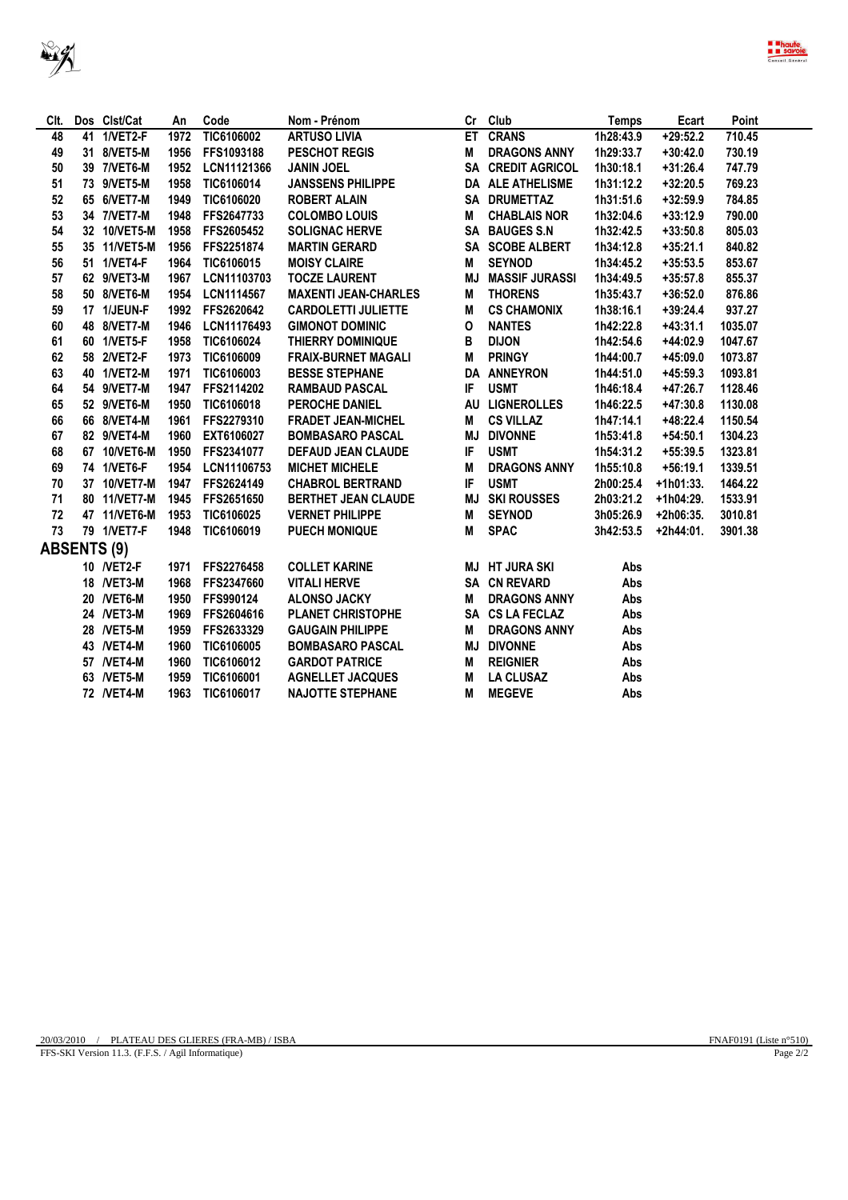| Clt. | Dos | Clst/Cat | An | Code | Nom - Prénom | Cr | Club | Temps | Ecart | Point |
|---|---|---|---|---|---|---|---|---|---|---|
| 48 | 41 | 1/VET2-F | 1972 | TIC6106002 | ARTUSO LIVIA | ET | CRANS | 1h28:43.9 | +29:52.2 | 710.45 |
| 49 | 31 | 8/VET5-M | 1956 | FFS1093188 | PESCHOT REGIS | M | DRAGONS ANNY | 1h29:33.7 | +30:42.0 | 730.19 |
| 50 | 39 | 7/VET6-M | 1952 | LCN11121366 | JANIN JOEL | SA | CREDIT AGRICOL | 1h30:18.1 | +31:26.4 | 747.79 |
| 51 | 73 | 9/VET5-M | 1958 | TIC6106014 | JANSSENS PHILIPPE | DA | ALE ATHELISME | 1h31:12.2 | +32:20.5 | 769.23 |
| 52 | 65 | 6/VET7-M | 1949 | TIC6106020 | ROBERT ALAIN | SA | DRUMETTAZ | 1h31:51.6 | +32:59.9 | 784.85 |
| 53 | 34 | 7/VET7-M | 1948 | FFS2647733 | COLOMBO LOUIS | M | CHABLAIS NOR | 1h32:04.6 | +33:12.9 | 790.00 |
| 54 | 32 | 10/VET5-M | 1958 | FFS2605452 | SOLIGNAC HERVE | SA | BAUGES S.N | 1h32:42.5 | +33:50.8 | 805.03 |
| 55 | 35 | 11/VET5-M | 1956 | FFS2251874 | MARTIN GERARD | SA | SCOBE ALBERT | 1h34:12.8 | +35:21.1 | 840.82 |
| 56 | 51 | 1/VET4-F | 1964 | TIC6106015 | MOISY CLAIRE | M | SEYNOD | 1h34:45.2 | +35:53.5 | 853.67 |
| 57 | 62 | 9/VET3-M | 1967 | LCN11103703 | TOCZE LAURENT | MJ | MASSIF JURASSI | 1h34:49.5 | +35:57.8 | 855.37 |
| 58 | 50 | 8/VET6-M | 1954 | LCN1114567 | MAXENTI JEAN-CHARLES | M | THORENS | 1h35:43.7 | +36:52.0 | 876.86 |
| 59 | 17 | 1/JEUN-F | 1992 | FFS2620642 | CARDOLETTI JULIETTE | M | CS CHAMONIX | 1h38:16.1 | +39:24.4 | 937.27 |
| 60 | 48 | 8/VET7-M | 1946 | LCN11176493 | GIMONOT DOMINIC | O | NANTES | 1h42:22.8 | +43:31.1 | 1035.07 |
| 61 | 60 | 1/VET5-F | 1958 | TIC6106024 | THIERRY DOMINIQUE | B | DIJON | 1h42:54.6 | +44:02.9 | 1047.67 |
| 62 | 58 | 2/VET2-F | 1973 | TIC6106009 | FRAIX-BURNET MAGALI | M | PRINGY | 1h44:00.7 | +45:09.0 | 1073.87 |
| 63 | 40 | 1/VET2-M | 1971 | TIC6106003 | BESSE STEPHANE | DA | ANNEYRON | 1h44:51.0 | +45:59.3 | 1093.81 |
| 64 | 54 | 9/VET7-M | 1947 | FFS2114202 | RAMBAUD PASCAL | IF | USMT | 1h46:18.4 | +47:26.7 | 1128.46 |
| 65 | 52 | 9/VET6-M | 1950 | TIC6106018 | PEROCHE DANIEL | AU | LIGNEROLLES | 1h46:22.5 | +47:30.8 | 1130.08 |
| 66 | 66 | 8/VET4-M | 1961 | FFS2279310 | FRADET JEAN-MICHEL | M | CS VILLAZ | 1h47:14.1 | +48:22.4 | 1150.54 |
| 67 | 82 | 9/VET4-M | 1960 | EXT6106027 | BOMBASARO PASCAL | MJ | DIVONNE | 1h53:41.8 | +54:50.1 | 1304.23 |
| 68 | 67 | 10/VET6-M | 1950 | FFS2341077 | DEFAUD JEAN CLAUDE | IF | USMT | 1h54:31.2 | +55:39.5 | 1323.81 |
| 69 | 74 | 1/VET6-F | 1954 | LCN11106753 | MICHET MICHELE | M | DRAGONS ANNY | 1h55:10.8 | +56:19.1 | 1339.51 |
| 70 | 37 | 10/VET7-M | 1947 | FFS2624149 | CHABROL BERTRAND | IF | USMT | 2h00:25.4 | +1h01:33. | 1464.22 |
| 71 | 80 | 11/VET7-M | 1945 | FFS2651650 | BERTHET JEAN CLAUDE | MJ | SKI ROUSSES | 2h03:21.2 | +1h04:29. | 1533.91 |
| 72 | 47 | 11/VET6-M | 1953 | TIC6106025 | VERNET PHILIPPE | M | SEYNOD | 3h05:26.9 | +2h06:35. | 3010.81 |
| 73 | 79 | 1/VET7-F | 1948 | TIC6106019 | PUECH MONIQUE | M | SPAC | 3h42:53.5 | +2h44:01. | 3901.38 |

## ABSENTS (9)

| | Dos | Clst/Cat | An | Code | Nom - Prénom | Cr | Club | Temps |
|---|---|---|---|---|---|---|---|---|
| | 10 | /VET2-F | 1971 | FFS2276458 | COLLET KARINE | MJ | HT JURA SKI | Abs |
| | 18 | /VET3-M | 1968 | FFS2347660 | VITALI HERVE | SA | CN REVARD | Abs |
| | 20 | /VET6-M | 1950 | FFS990124 | ALONSO JACKY | M | DRAGONS ANNY | Abs |
| | 24 | /VET3-M | 1969 | FFS2604616 | PLANET CHRISTOPHE | SA | CS LA FECLAZ | Abs |
| | 28 | /VET5-M | 1959 | FFS2633329 | GAUGAIN PHILIPPE | M | DRAGONS ANNY | Abs |
| | 43 | /VET4-M | 1960 | TIC6106005 | BOMBASARO PASCAL | MJ | DIVONNE | Abs |
| | 57 | /VET4-M | 1960 | TIC6106012 | GARDOT PATRICE | M | REIGNIER | Abs |
| | 63 | /VET5-M | 1959 | TIC6106001 | AGNELLET JACQUES | M | LA CLUSAZ | Abs |
| | 72 | /VET4-M | 1963 | TIC6106017 | NAJOTTE STEPHANE | M | MEGEVE | Abs |

20/03/2010 / PLATEAU DES GLIERES (FRA-MB) / ISBA — FNAF0191 (Liste n°510)

FFS-SKI Version 11.3. (F.F.S. / Agil Informatique)